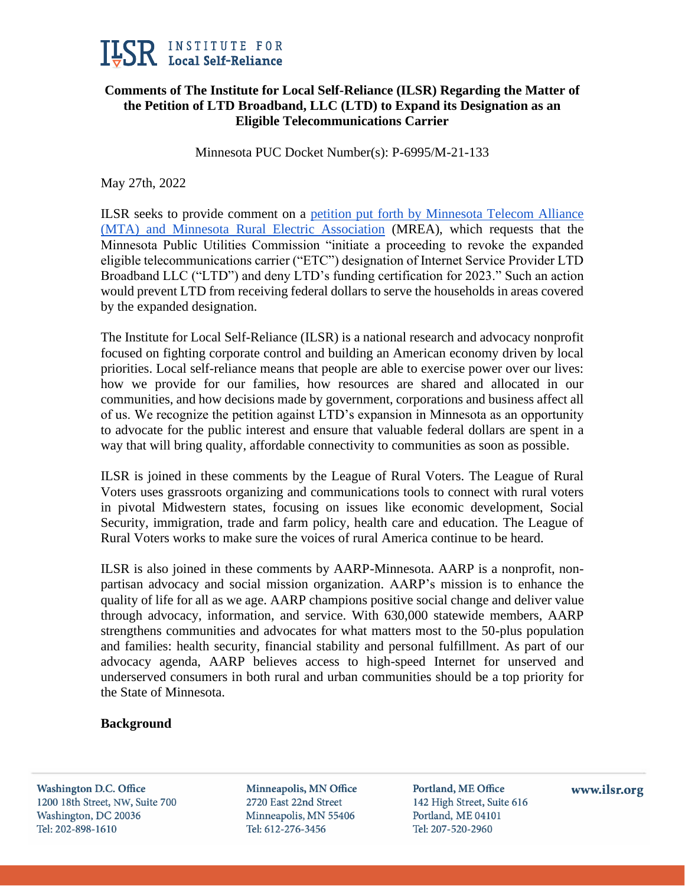**Comments of The Institute for Local Self-Reliance (ILSR) Regarding the Matter of the Petition of LTD Broadband, LLC (LTD) to Expand its Designation as an Eligible Telecommunications Carrier**

Minnesota PUC Docket Number(s): P-6995/M-21-133

May 27th, 2022

ILSR seeks to provide comment on a petition put forth by Minnesota Telecom Alliance (MTA) and Minnesota Rural Electric Association (MREA), which requests that the Minnesota Public Utilities Commission "initiate a proceeding to revoke the expanded eligible telecommunications carrier ("ETC") designation of Internet Service Provider LTD Broadband LLC ("LTD") and deny LTD's funding certification for 2023." Such an action would prevent LTD from receiving federal dollars to serve the households in areas covered by the expanded designation.

The Institute for Local Self-Reliance (ILSR) is a national research and advocacy nonprofit focused on fighting corporate control and building an American economy driven by local priorities. Local self-reliance means that people are able to exercise power over our lives: how we provide for our families, how resources are shared and allocated in our communities, and how decisions made by government, corporations and business affect all of us. We recognize the petition against LTD's expansion in Minnesota as an opportunity to advocate for the public interest and ensure that valuable federal dollars are spent in a way that will bring quality, affordable connectivity to communities as soon as possible.

ILSR is joined in these comments by the League of Rural Voters. The League of Rural Voters uses grassroots organizing and communications tools to connect with rural voters in pivotal Midwestern states, focusing on issues like economic development, Social Security, immigration, trade and farm policy, health care and education. The League of Rural Voters works to make sure the voices of rural America continue to be heard.

ILSR is also joined in these comments by AARP-Minnesota. AARP is a nonprofit, non-partisan advocacy and social mission organization. AARP's mission is to enhance the quality of life for all as we age. AARP champions positive social change and deliver value through advocacy, information, and service. With 630,000 statewide members, AARP strengthens communities and advocates for what matters most to the 50-plus population and families: health security, financial stability and personal fulfillment. As part of our advocacy agenda, AARP believes access to high-speed Internet for unserved and underserved consumers in both rural and urban communities should be a top priority for the State of Minnesota.

**Background**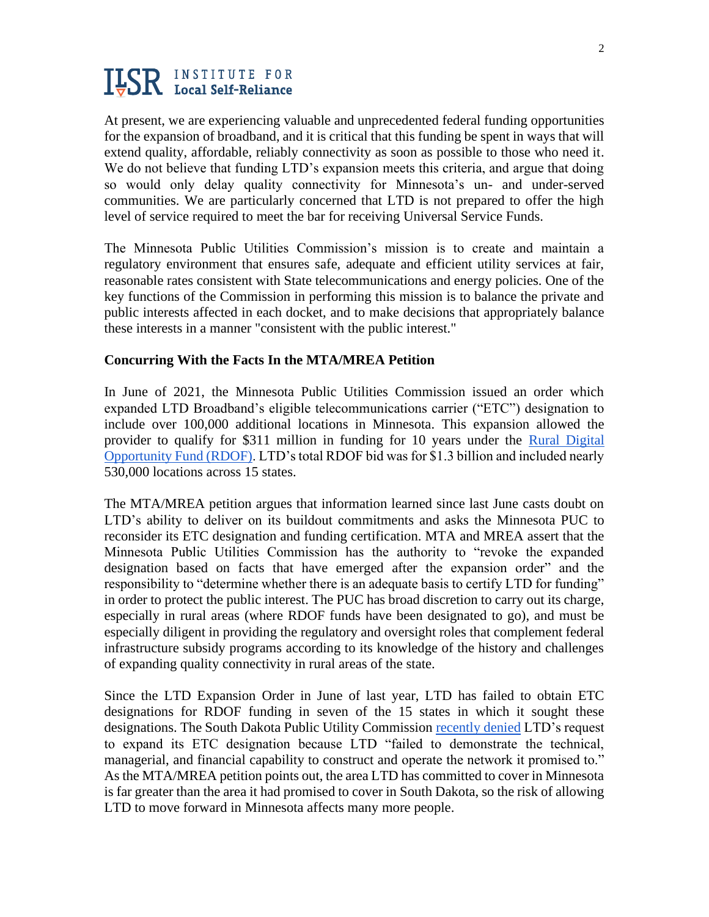At present, we are experiencing valuable and unprecedented federal funding opportunities for the expansion of broadband, and it is critical that this funding be spent in ways that will extend quality, affordable, reliably connectivity as soon as possible to those who need it. We do not believe that funding LTD's expansion meets this criteria, and argue that doing so would only delay quality connectivity for Minnesota's un- and under-served communities. We are particularly concerned that LTD is not prepared to offer the high level of service required to meet the bar for receiving Universal Service Funds.

The Minnesota Public Utilities Commission's mission is to create and maintain a regulatory environment that ensures safe, adequate and efficient utility services at fair, reasonable rates consistent with State telecommunications and energy policies. One of the key functions of the Commission in performing this mission is to balance the private and public interests affected in each docket, and to make decisions that appropriately balance these interests in a manner "consistent with the public interest."

**Concurring With the Facts In the MTA/MREA Petition**

In June of 2021, the Minnesota Public Utilities Commission issued an order which expanded LTD Broadband's eligible telecommunications carrier ("ETC") designation to include over 100,000 additional locations in Minnesota. This expansion allowed the provider to qualify for $311 million in funding for 10 years under the Rural Digital Opportunity Fund (RDOF). LTD's total RDOF bid was for $1.3 billion and included nearly 530,000 locations across 15 states.

The MTA/MREA petition argues that information learned since last June casts doubt on LTD's ability to deliver on its buildout commitments and asks the Minnesota PUC to reconsider its ETC designation and funding certification. MTA and MREA assert that the Minnesota Public Utilities Commission has the authority to "revoke the expanded designation based on facts that have emerged after the expansion order" and the responsibility to "determine whether there is an adequate basis to certify LTD for funding" in order to protect the public interest. The PUC has broad discretion to carry out its charge, especially in rural areas (where RDOF funds have been designated to go), and must be especially diligent in providing the regulatory and oversight roles that complement federal infrastructure subsidy programs according to its knowledge of the history and challenges of expanding quality connectivity in rural areas of the state.

Since the LTD Expansion Order in June of last year, LTD has failed to obtain ETC designations for RDOF funding in seven of the 15 states in which it sought these designations. The South Dakota Public Utility Commission recently denied LTD's request to expand its ETC designation because LTD "failed to demonstrate the technical, managerial, and financial capability to construct and operate the network it promised to." As the MTA/MREA petition points out, the area LTD has committed to cover in Minnesota is far greater than the area it had promised to cover in South Dakota, so the risk of allowing LTD to move forward in Minnesota affects many more people.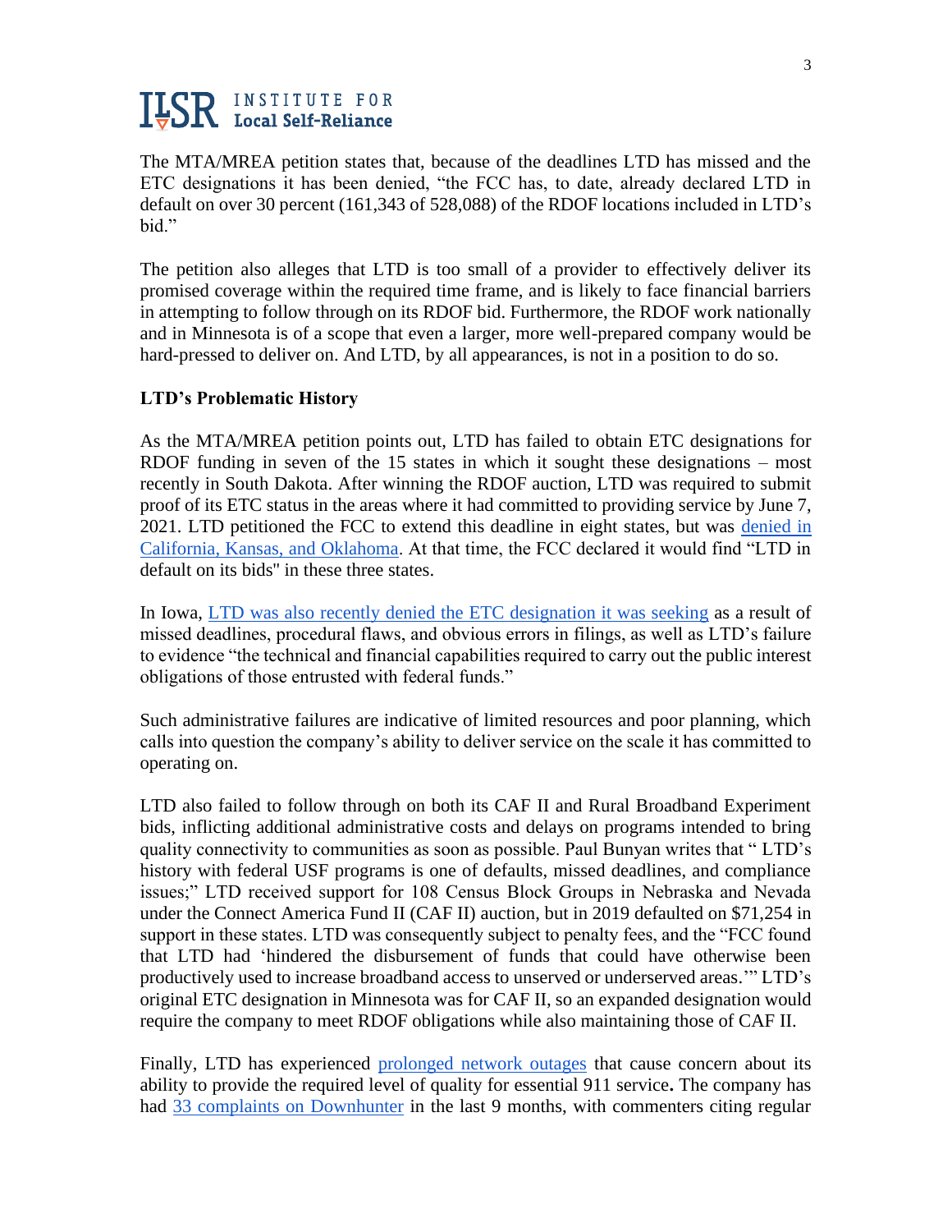The MTA/MREA petition states that, because of the deadlines LTD has missed and the ETC designations it has been denied, "the FCC has, to date, already declared LTD in default on over 30 percent (161,343 of 528,088) of the RDOF locations included in LTD's bid."

The petition also alleges that LTD is too small of a provider to effectively deliver its promised coverage within the required time frame, and is likely to face financial barriers in attempting to follow through on its RDOF bid. Furthermore, the RDOF work nationally and in Minnesota is of a scope that even a larger, more well-prepared company would be hard-pressed to deliver on. And LTD, by all appearances, is not in a position to do so.

**LTD's Problematic History**

As the MTA/MREA petition points out, LTD has failed to obtain ETC designations for RDOF funding in seven of the 15 states in which it sought these designations – most recently in South Dakota. After winning the RDOF auction, LTD was required to submit proof of its ETC status in the areas where it had committed to providing service by June 7, 2021. LTD petitioned the FCC to extend this deadline in eight states, but was denied in California, Kansas, and Oklahoma. At that time, the FCC declared it would find "LTD in default on its bids" in these three states.

In Iowa, LTD was also recently denied the ETC designation it was seeking as a result of missed deadlines, procedural flaws, and obvious errors in filings, as well as LTD's failure to evidence "the technical and financial capabilities required to carry out the public interest obligations of those entrusted with federal funds."

Such administrative failures are indicative of limited resources and poor planning, which calls into question the company's ability to deliver service on the scale it has committed to operating on.

LTD also failed to follow through on both its CAF II and Rural Broadband Experiment bids, inflicting additional administrative costs and delays on programs intended to bring quality connectivity to communities as soon as possible. Paul Bunyan writes that " LTD's history with federal USF programs is one of defaults, missed deadlines, and compliance issues;" LTD received support for 108 Census Block Groups in Nebraska and Nevada under the Connect America Fund II (CAF II) auction, but in 2019 defaulted on $71,254 in support in these states. LTD was consequently subject to penalty fees, and the "FCC found that LTD had 'hindered the disbursement of funds that could have otherwise been productively used to increase broadband access to unserved or underserved areas.'" LTD's original ETC designation in Minnesota was for CAF II, so an expanded designation would require the company to meet RDOF obligations while also maintaining those of CAF II.

Finally, LTD has experienced prolonged network outages that cause concern about its ability to provide the required level of quality for essential 911 service**.** The company has had 33 complaints on Downhunter in the last 9 months, with commenters citing regular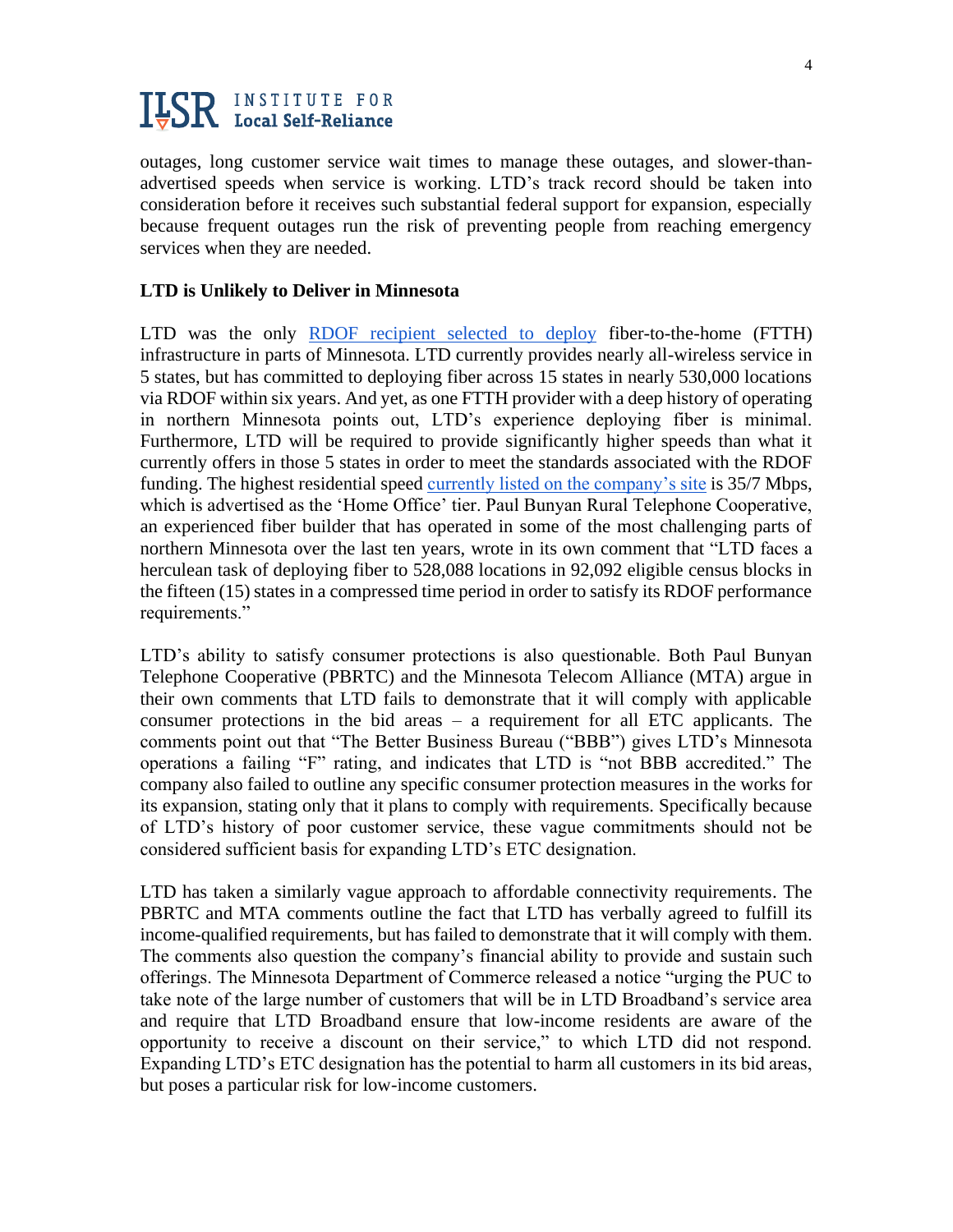outages, long customer service wait times to manage these outages, and slower-than-advertised speeds when service is working. LTD's track record should be taken into consideration before it receives such substantial federal support for expansion, especially because frequent outages run the risk of preventing people from reaching emergency services when they are needed.

**LTD is Unlikely to Deliver in Minnesota**

LTD was the only RDOF recipient selected to deploy fiber-to-the-home (FTTH) infrastructure in parts of Minnesota. LTD currently provides nearly all-wireless service in 5 states, but has committed to deploying fiber across 15 states in nearly 530,000 locations via RDOF within six years. And yet, as one FTTH provider with a deep history of operating in northern Minnesota points out, LTD's experience deploying fiber is minimal. Furthermore, LTD will be required to provide significantly higher speeds than what it currently offers in those 5 states in order to meet the standards associated with the RDOF funding. The highest residential speed currently listed on the company's site is 35/7 Mbps, which is advertised as the 'Home Office' tier. Paul Bunyan Rural Telephone Cooperative, an experienced fiber builder that has operated in some of the most challenging parts of northern Minnesota over the last ten years, wrote in its own comment that "LTD faces a herculean task of deploying fiber to 528,088 locations in 92,092 eligible census blocks in the fifteen (15) states in a compressed time period in order to satisfy its RDOF performance requirements."

LTD's ability to satisfy consumer protections is also questionable. Both Paul Bunyan Telephone Cooperative (PBRTC) and the Minnesota Telecom Alliance (MTA) argue in their own comments that LTD fails to demonstrate that it will comply with applicable consumer protections in the bid areas – a requirement for all ETC applicants. The comments point out that "The Better Business Bureau ("BBB") gives LTD's Minnesota operations a failing "F" rating, and indicates that LTD is "not BBB accredited." The company also failed to outline any specific consumer protection measures in the works for its expansion, stating only that it plans to comply with requirements. Specifically because of LTD's history of poor customer service, these vague commitments should not be considered sufficient basis for expanding LTD's ETC designation.

LTD has taken a similarly vague approach to affordable connectivity requirements. The PBRTC and MTA comments outline the fact that LTD has verbally agreed to fulfill its income-qualified requirements, but has failed to demonstrate that it will comply with them. The comments also question the company's financial ability to provide and sustain such offerings. The Minnesota Department of Commerce released a notice "urging the PUC to take note of the large number of customers that will be in LTD Broadband's service area and require that LTD Broadband ensure that low-income residents are aware of the opportunity to receive a discount on their service," to which LTD did not respond. Expanding LTD's ETC designation has the potential to harm all customers in its bid areas, but poses a particular risk for low-income customers.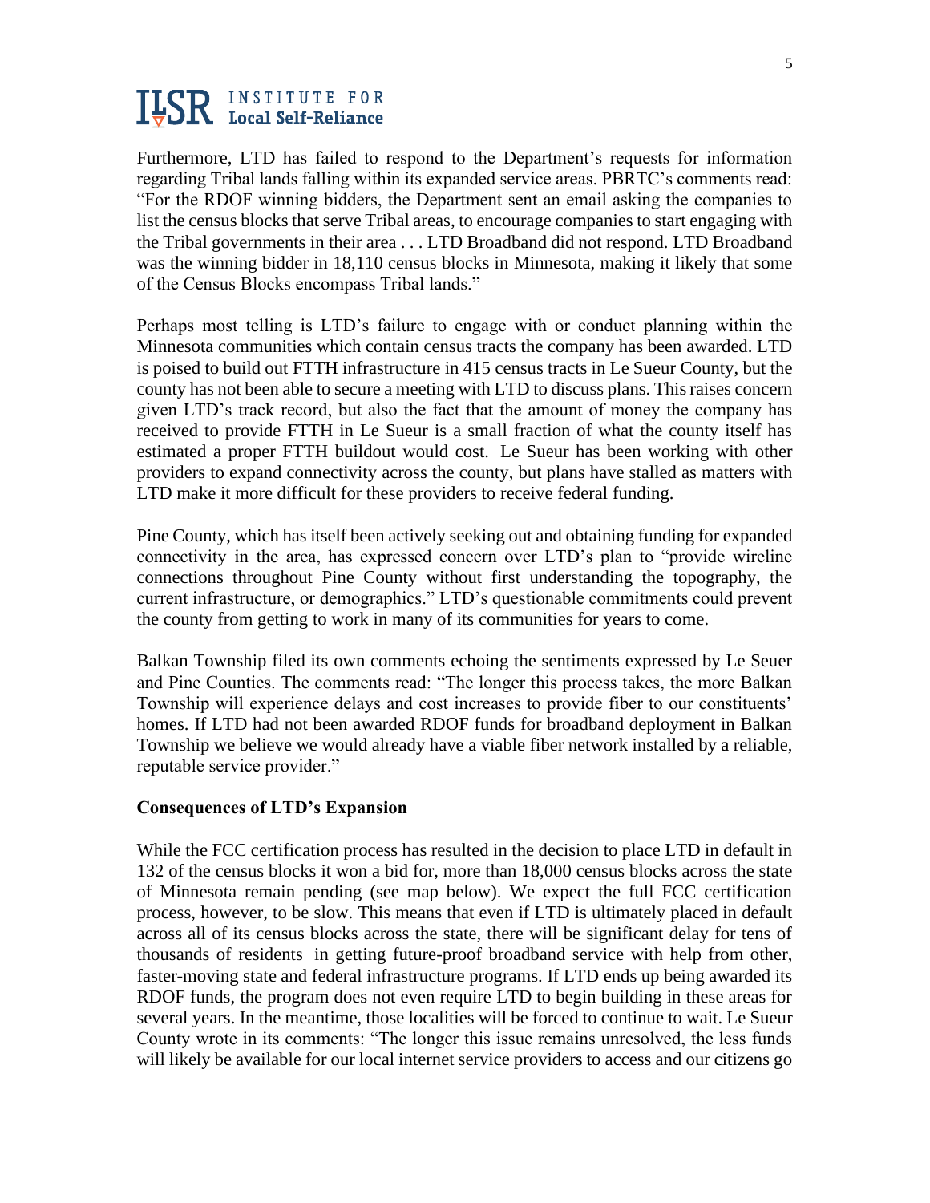Furthermore, LTD has failed to respond to the Department's requests for information regarding Tribal lands falling within its expanded service areas. PBRTC's comments read: "For the RDOF winning bidders, the Department sent an email asking the companies to list the census blocks that serve Tribal areas, to encourage companies to start engaging with the Tribal governments in their area . . . LTD Broadband did not respond. LTD Broadband was the winning bidder in 18,110 census blocks in Minnesota, making it likely that some of the Census Blocks encompass Tribal lands."

Perhaps most telling is LTD's failure to engage with or conduct planning within the Minnesota communities which contain census tracts the company has been awarded. LTD is poised to build out FTTH infrastructure in 415 census tracts in Le Sueur County, but the county has not been able to secure a meeting with LTD to discuss plans. This raises concern given LTD's track record, but also the fact that the amount of money the company has received to provide FTTH in Le Sueur is a small fraction of what the county itself has estimated a proper FTTH buildout would cost. Le Sueur has been working with other providers to expand connectivity across the county, but plans have stalled as matters with LTD make it more difficult for these providers to receive federal funding.

Pine County, which has itself been actively seeking out and obtaining funding for expanded connectivity in the area, has expressed concern over LTD's plan to "provide wireline connections throughout Pine County without first understanding the topography, the current infrastructure, or demographics." LTD's questionable commitments could prevent the county from getting to work in many of its communities for years to come.

Balkan Township filed its own comments echoing the sentiments expressed by Le Seuer and Pine Counties. The comments read: "The longer this process takes, the more Balkan Township will experience delays and cost increases to provide fiber to our constituents' homes. If LTD had not been awarded RDOF funds for broadband deployment in Balkan Township we believe we would already have a viable fiber network installed by a reliable, reputable service provider."

**Consequences of LTD's Expansion**

While the FCC certification process has resulted in the decision to place LTD in default in 132 of the census blocks it won a bid for, more than 18,000 census blocks across the state of Minnesota remain pending (see map below). We expect the full FCC certification process, however, to be slow. This means that even if LTD is ultimately placed in default across all of its census blocks across the state, there will be significant delay for tens of thousands of residents in getting future-proof broadband service with help from other, faster-moving state and federal infrastructure programs. If LTD ends up being awarded its RDOF funds, the program does not even require LTD to begin building in these areas for several years. In the meantime, those localities will be forced to continue to wait. Le Sueur County wrote in its comments: "The longer this issue remains unresolved, the less funds will likely be available for our local internet service providers to access and our citizens go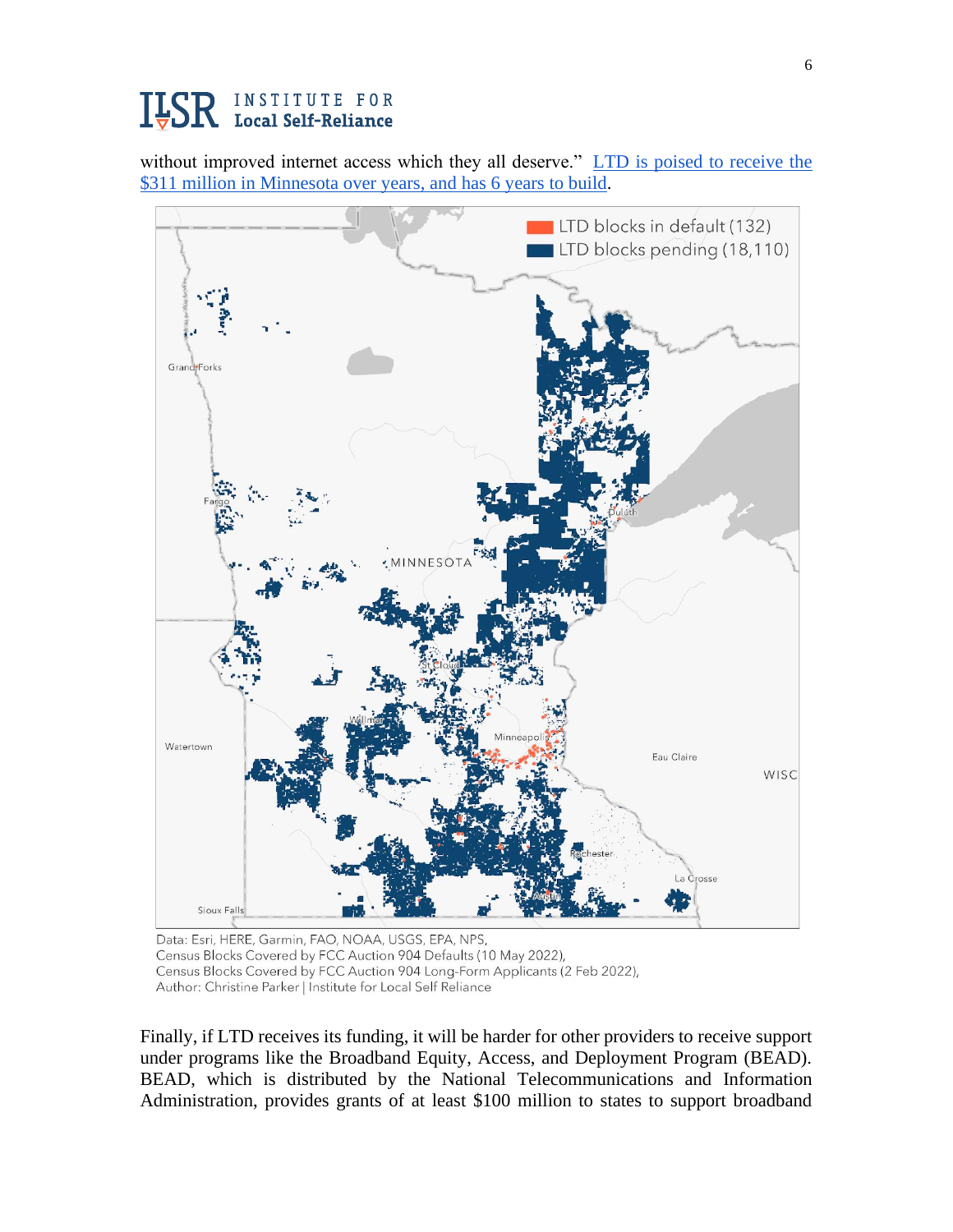without improved internet access which they all deserve." [LTD is poised to receive the $311 million in Minnesota over years, and has 6 years to build].

Data: Esri, HERE, Garmin, FAO, NOAA, USGS, EPA, NPS,
Census Blocks Covered by FCC Auction 904 Defaults (10 May 2022),
Census Blocks Covered by FCC Auction 904 Long-Form Applicants (2 Feb 2022),
Author: Christine Parker | Institute for Local Self Reliance

Finally, if LTD receives its funding, it will be harder for other providers to receive support under programs like the Broadband Equity, Access, and Deployment Program (BEAD). BEAD, which is distributed by the National Telecommunications and Information Administration, provides grants of at least $100 million to states to support broadband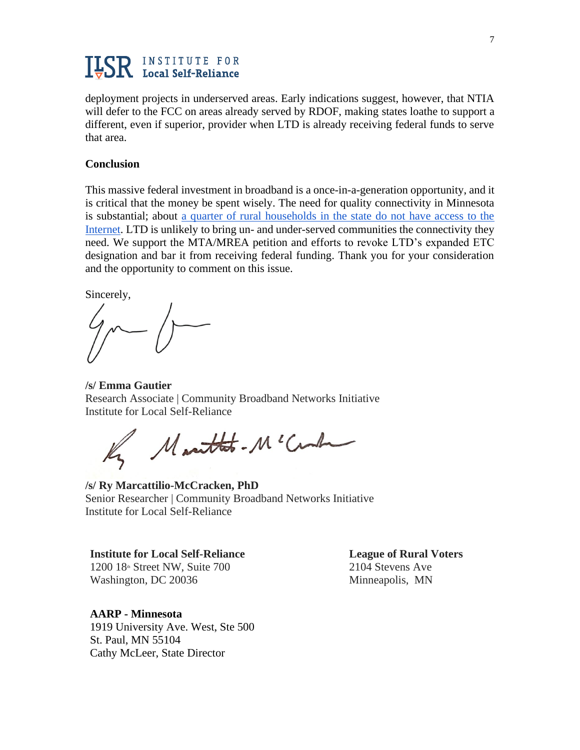deployment projects in underserved areas. Early indications suggest, however, that NTIA will defer to the FCC on areas already served by RDOF, making states loathe to support a different, even if superior, provider when LTD is already receiving federal funds to serve that area.

**Conclusion**

This massive federal investment in broadband is a once-in-a-generation opportunity, and it is critical that the money be spent wisely. The need for quality connectivity in Minnesota is substantial; about [a quarter of rural households in the state do not have access to the Internet](). LTD is unlikely to bring un- and under-served communities the connectivity they need. We support the MTA/MREA petition and efforts to revoke LTD's expanded ETC designation and bar it from receiving federal funding. Thank you for your consideration and the opportunity to comment on this issue.

Sincerely,

**/s/ Emma Gautier**
Research Associate | Community Broadband Networks Initiative
Institute for Local Self-Reliance

**/s/ Ry Marcattilio-McCracken, PhD**
Senior Researcher | Community Broadband Networks Initiative
Institute for Local Self-Reliance

**Institute for Local Self-Reliance**
1200 18th Street NW, Suite 700
Washington, DC 20036

**League of Rural Voters**
2104 Stevens Ave
Minneapolis, MN

**AARP - Minnesota**
1919 University Ave. West, Ste 500
St. Paul, MN 55104
Cathy McLeer, State Director